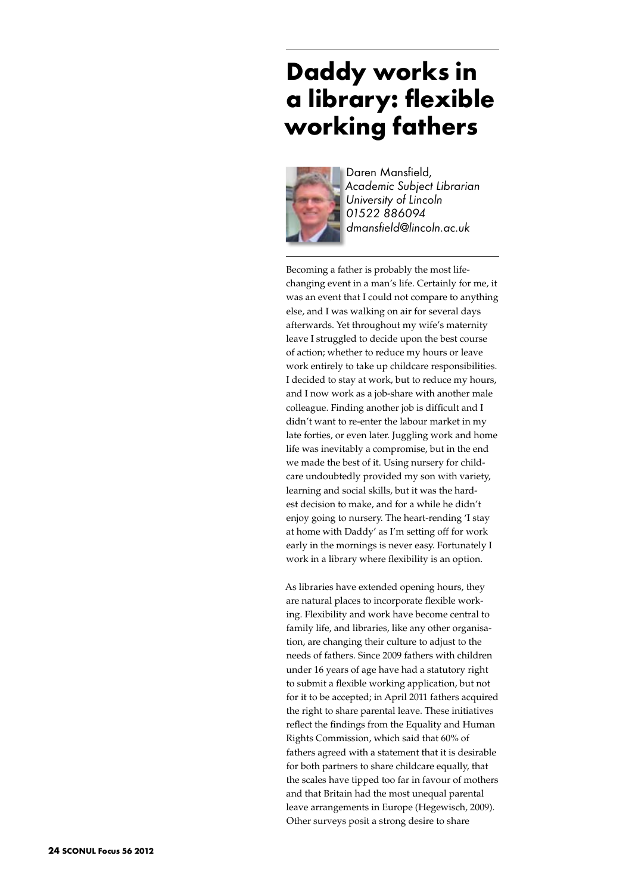# Daddy works in a library: flexible working fathers

Daren Mansfield,
*Academic Subject Librarian*
*University of Lincoln*
*01522 886094*
*dmansfield@lincoln.ac.uk*

Becoming a father is probably the most life-changing event in a man's life. Certainly for me, it was an event that I could not compare to anything else, and I was walking on air for several days afterwards. Yet throughout my wife's maternity leave I struggled to decide upon the best course of action; whether to reduce my hours or leave work entirely to take up childcare responsibilities. I decided to stay at work, but to reduce my hours, and I now work as a job-share with another male colleague. Finding another job is difficult and I didn't want to re-enter the labour market in my late forties, or even later. Juggling work and home life was inevitably a compromise, but in the end we made the best of it. Using nursery for child-care undoubtedly provided my son with variety, learning and social skills, but it was the hardest decision to make, and for a while he didn't enjoy going to nursery. The heart-rending 'I stay at home with Daddy' as I'm setting off for work early in the mornings is never easy. Fortunately I work in a library where flexibility is an option.

As libraries have extended opening hours, they are natural places to incorporate flexible working. Flexibility and work have become central to family life, and libraries, like any other organisation, are changing their culture to adjust to the needs of fathers. Since 2009 fathers with children under 16 years of age have had a statutory right to submit a flexible working application, but not for it to be accepted; in April 2011 fathers acquired the right to share parental leave. These initiatives reflect the findings from the Equality and Human Rights Commission, which said that 60% of fathers agreed with a statement that it is desirable for both partners to share childcare equally, that the scales have tipped too far in favour of mothers and that Britain had the most unequal parental leave arrangements in Europe (Hegewisch, 2009). Other surveys posit a strong desire to share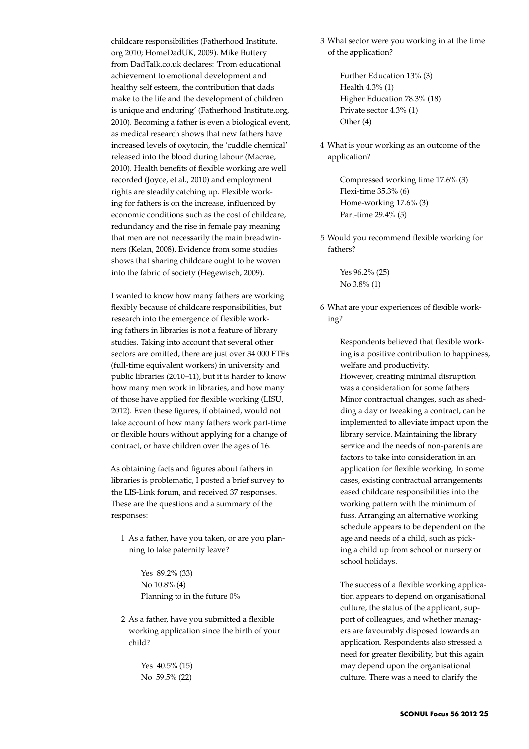childcare responsibilities (Fatherhood Institute.org 2010; HomeDadUK, 2009). Mike Buttery from DadTalk.co.uk declares: 'From educational achievement to emotional development and healthy self esteem, the contribution that dads make to the life and the development of children is unique and enduring' (Fatherhood Institute.org, 2010). Becoming a father is even a biological event, as medical research shows that new fathers have increased levels of oxytocin, the 'cuddle chemical' released into the blood during labour (Macrae, 2010). Health benefits of flexible working are well recorded (Joyce, et al., 2010) and employment rights are steadily catching up. Flexible working for fathers is on the increase, influenced by economic conditions such as the cost of childcare, redundancy and the rise in female pay meaning that men are not necessarily the main breadwinners (Kelan, 2008). Evidence from some studies shows that sharing childcare ought to be woven into the fabric of society (Hegewisch, 2009).

I wanted to know how many fathers are working flexibly because of childcare responsibilities, but research into the emergence of flexible working fathers in libraries is not a feature of library studies. Taking into account that several other sectors are omitted, there are just over 34 000 FTEs (full-time equivalent workers) in university and public libraries (2010–11), but it is harder to know how many men work in libraries, and how many of those have applied for flexible working (LISU, 2012). Even these figures, if obtained, would not take account of how many fathers work part-time or flexible hours without applying for a change of contract, or have children over the ages of 16.

As obtaining facts and figures about fathers in libraries is problematic, I posted a brief survey to the LIS-Link forum, and received 37 responses. These are the questions and a summary of the responses:

1. As a father, have you taken, or are you planning to take paternity leave?

   Yes 89.2% (33)
   No 10.8% (4)
   Planning to in the future 0%

2. As a father, have you submitted a flexible working application since the birth of your child?

   Yes 40.5% (15)
   No 59.5% (22)

3. What sector were you working in at the time of the application?

   Further Education 13% (3)
   Health 4.3% (1)
   Higher Education 78.3% (18)
   Private sector 4.3% (1)
   Other (4)

4. What is your working as an outcome of the application?

   Compressed working time 17.6% (3)
   Flexi-time 35.3% (6)
   Home-working 17.6% (3)
   Part-time 29.4% (5)

5. Would you recommend flexible working for fathers?

   Yes 96.2% (25)
   No 3.8% (1)

6. What are your experiences of flexible working?

   Respondents believed that flexible working is a positive contribution to happiness, welfare and productivity.
   However, creating minimal disruption was a consideration for some fathers Minor contractual changes, such as shedding a day or tweaking a contract, can be implemented to alleviate impact upon the library service. Maintaining the library service and the needs of non-parents are factors to take into consideration in an application for flexible working. In some cases, existing contractual arrangements eased childcare responsibilities into the working pattern with the minimum of fuss. Arranging an alternative working schedule appears to be dependent on the age and needs of a child, such as picking a child up from school or nursery or school holidays.

   The success of a flexible working application appears to depend on organisational culture, the status of the applicant, support of colleagues, and whether managers are favourably disposed towards an application. Respondents also stressed a need for greater flexibility, but this again may depend upon the organisational culture. There was a need to clarify the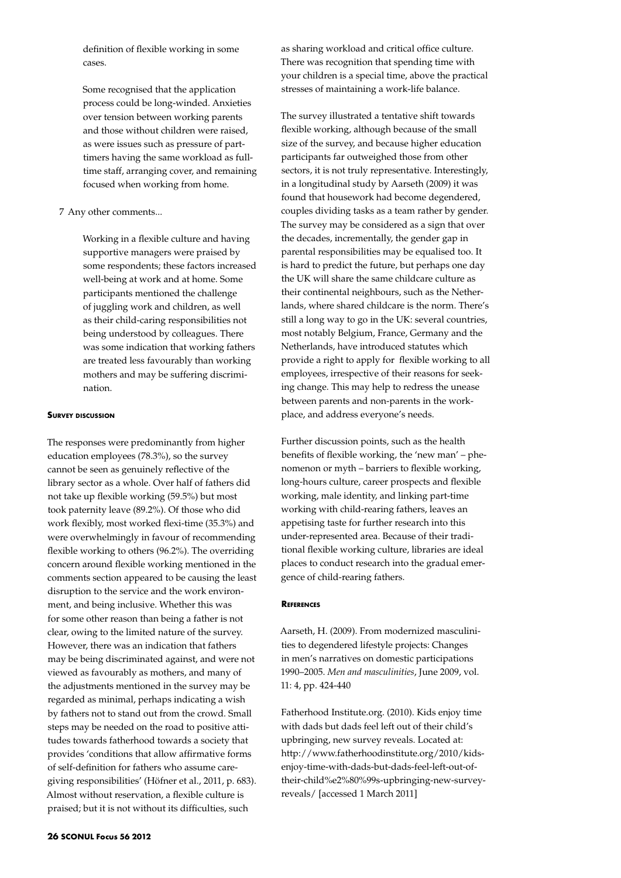definition of flexible working in some cases.

Some recognised that the application process could be long-winded. Anxieties over tension between working parents and those without children were raised, as were issues such as pressure of part-timers having the same workload as full-time staff, arranging cover, and remaining focused when working from home.

7 Any other comments...

Working in a flexible culture and having supportive managers were praised by some respondents; these factors increased well-being at work and at home. Some participants mentioned the challenge of juggling work and children, as well as their child-caring responsibilities not being understood by colleagues. There was some indication that working fathers are treated less favourably than working mothers and may be suffering discrimination.

### Survey discussion

The responses were predominantly from higher education employees (78.3%), so the survey cannot be seen as genuinely reflective of the library sector as a whole. Over half of fathers did not take up flexible working (59.5%) but most took paternity leave (89.2%). Of those who did work flexibly, most worked flexi-time (35.3%) and were overwhelmingly in favour of recommending flexible working to others (96.2%). The overriding concern around flexible working mentioned in the comments section appeared to be causing the least disruption to the service and the work environment, and being inclusive. Whether this was for some other reason than being a father is not clear, owing to the limited nature of the survey. However, there was an indication that fathers may be being discriminated against, and were not viewed as favourably as mothers, and many of the adjustments mentioned in the survey may be regarded as minimal, perhaps indicating a wish by fathers not to stand out from the crowd. Small steps may be needed on the road to positive attitudes towards fatherhood towards a society that provides 'conditions that allow affirmative forms of self-definition for fathers who assume caregiving responsibilities' (Höfner et al., 2011, p. 683). Almost without reservation, a flexible culture is praised; but it is not without its difficulties, such as sharing workload and critical office culture. There was recognition that spending time with your children is a special time, above the practical stresses of maintaining a work-life balance.

The survey illustrated a tentative shift towards flexible working, although because of the small size of the survey, and because higher education participants far outweighed those from other sectors, it is not truly representative. Interestingly, in a longitudinal study by Aarseth (2009) it was found that housework had become degendered, couples dividing tasks as a team rather by gender. The survey may be considered as a sign that over the decades, incrementally, the gender gap in parental responsibilities may be equalised too. It is hard to predict the future, but perhaps one day the UK will share the same childcare culture as their continental neighbours, such as the Netherlands, where shared childcare is the norm. There's still a long way to go in the UK: several countries, most notably Belgium, France, Germany and the Netherlands, have introduced statutes which provide a right to apply for flexible working to all employees, irrespective of their reasons for seeking change. This may help to redress the unease between parents and non-parents in the workplace, and address everyone's needs.

Further discussion points, such as the health benefits of flexible working, the 'new man' – phenomenon or myth – barriers to flexible working, long-hours culture, career prospects and flexible working, male identity, and linking part-time working with child-rearing fathers, leaves an appetising taste for further research into this under-represented area. Because of their traditional flexible working culture, libraries are ideal places to conduct research into the gradual emergence of child-rearing fathers.

### References

Aarseth, H. (2009). From modernized masculinities to degendered lifestyle projects: Changes in men's narratives on domestic participations 1990–2005. *Men and masculinities*, June 2009, vol. 11: 4, pp. 424-440

Fatherhood Institute.org. (2010). Kids enjoy time with dads but dads feel left out of their child's upbringing, new survey reveals. Located at: http://www.fatherhoodinstitute.org/2010/kids-enjoy-time-with-dads-but-dads-feel-left-out-of-their-child%e2%80%99s-upbringing-new-survey-reveals/ [accessed 1 March 2011]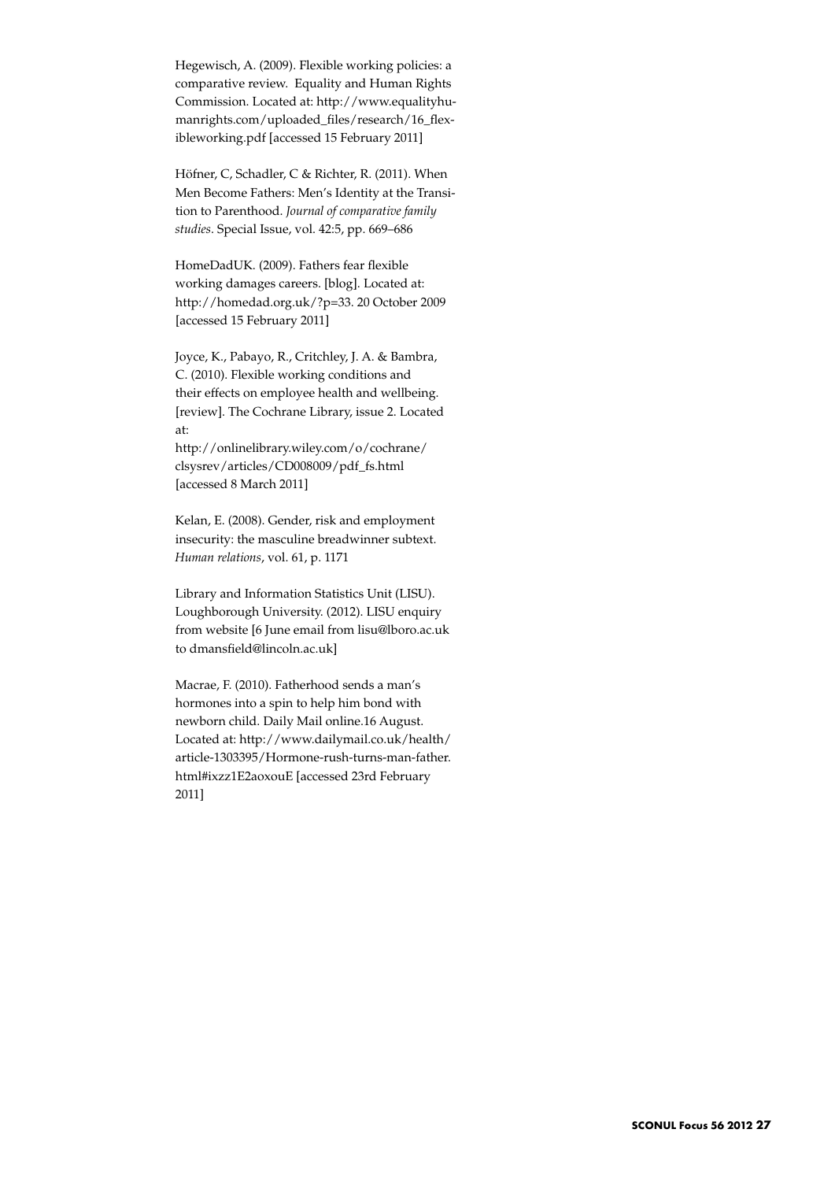Hegewisch, A. (2009). Flexible working policies: a comparative review. Equality and Human Rights Commission. Located at: http://www.equalityhumanrights.com/uploaded_files/research/16_flexibleworking.pdf [accessed 15 February 2011]

Höfner, C, Schadler, C & Richter, R. (2011). When Men Become Fathers: Men's Identity at the Transition to Parenthood. *Journal of comparative family studies*. Special Issue, vol. 42:5, pp. 669–686

HomeDadUK. (2009). Fathers fear flexible working damages careers. [blog]. Located at: http://homedad.org.uk/?p=33. 20 October 2009 [accessed 15 February 2011]

Joyce, K., Pabayo, R., Critchley, J. A. & Bambra, C. (2010). Flexible working conditions and their effects on employee health and wellbeing. [review]. The Cochrane Library, issue 2. Located at:
http://onlinelibrary.wiley.com/o/cochrane/clsysrev/articles/CD008009/pdf_fs.html [accessed 8 March 2011]

Kelan, E. (2008). Gender, risk and employment insecurity: the masculine breadwinner subtext. *Human relations*, vol. 61, p. 1171

Library and Information Statistics Unit (LISU). Loughborough University. (2012). LISU enquiry from website [6 June email from lisu@lboro.ac.uk to dmansfield@lincoln.ac.uk]

Macrae, F. (2010). Fatherhood sends a man's hormones into a spin to help him bond with newborn child. Daily Mail online.16 August. Located at: http://www.dailymail.co.uk/health/article-1303395/Hormone-rush-turns-man-father.html#ixzz1E2aoxouE [accessed 23rd February 2011]